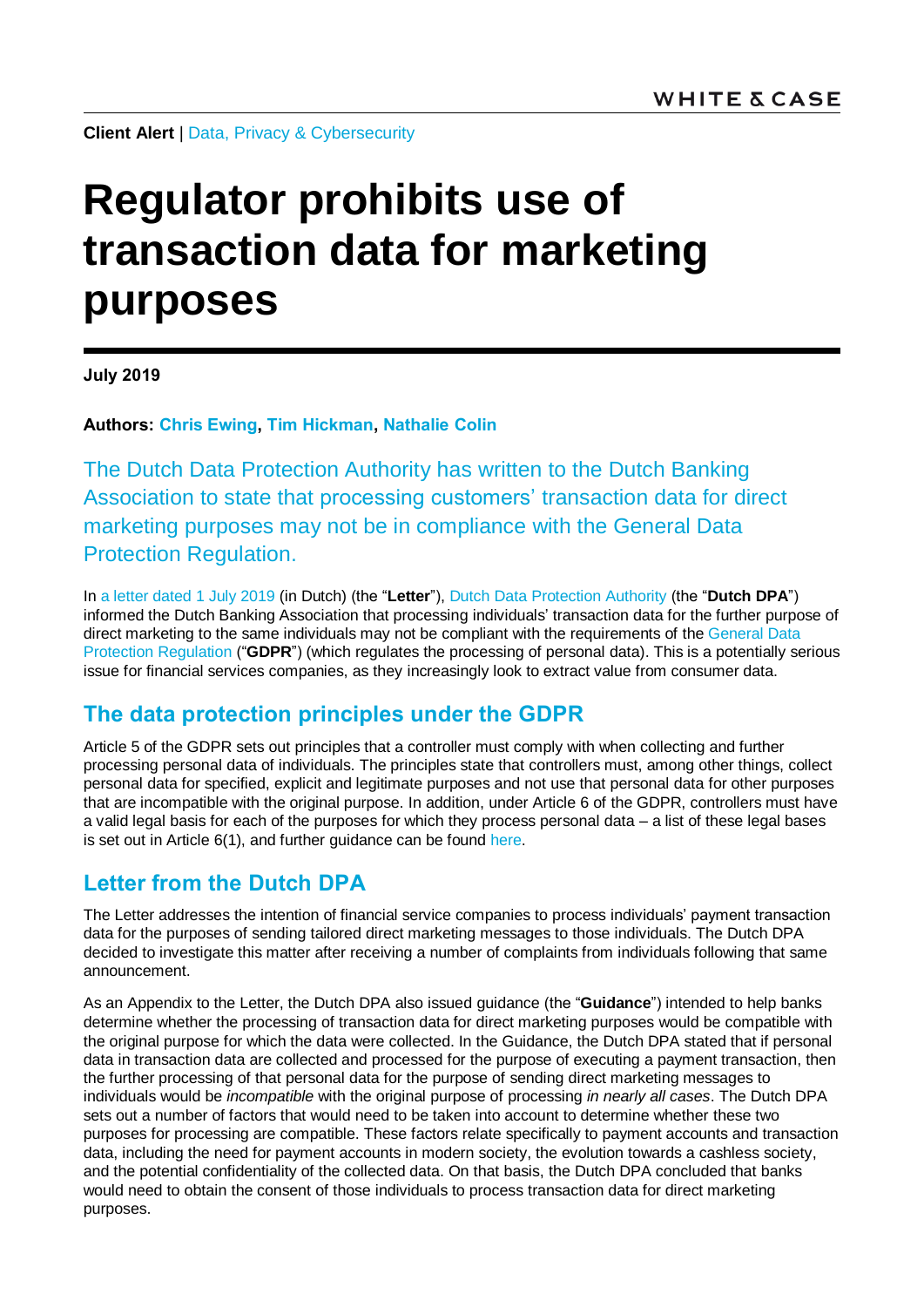WHITE & CASE

**Client Alert** | Data, Privacy & Cybersecurity

# Regulator prohibits use of transaction data for marketing purposes

**July 2019**

**Authors: Chris Ewing, Tim Hickman, Nathalie Colin**

The Dutch Data Protection Authority has written to the Dutch Banking Association to state that processing customers' transaction data for direct marketing purposes may not be in compliance with the General Data Protection Regulation.

In a letter dated 1 July 2019 (in Dutch) (the "**Letter**"), Dutch Data Protection Authority (the "**Dutch DPA**") informed the Dutch Banking Association that processing individuals' transaction data for the further purpose of direct marketing to the same individuals may not be compliant with the requirements of the General Data Protection Regulation ("**GDPR**") (which regulates the processing of personal data). This is a potentially serious issue for financial services companies, as they increasingly look to extract value from consumer data.

## The data protection principles under the GDPR

Article 5 of the GDPR sets out principles that a controller must comply with when collecting and further processing personal data of individuals. The principles state that controllers must, among other things, collect personal data for specified, explicit and legitimate purposes and not use that personal data for other purposes that are incompatible with the original purpose. In addition, under Article 6 of the GDPR, controllers must have a valid legal basis for each of the purposes for which they process personal data – a list of these legal bases is set out in Article 6(1), and further guidance can be found here.

## Letter from the Dutch DPA

The Letter addresses the intention of financial service companies to process individuals' payment transaction data for the purposes of sending tailored direct marketing messages to those individuals. The Dutch DPA decided to investigate this matter after receiving a number of complaints from individuals following that same announcement.

As an Appendix to the Letter, the Dutch DPA also issued guidance (the "**Guidance**") intended to help banks determine whether the processing of transaction data for direct marketing purposes would be compatible with the original purpose for which the data were collected. In the Guidance, the Dutch DPA stated that if personal data in transaction data are collected and processed for the purpose of executing a payment transaction, then the further processing of that personal data for the purpose of sending direct marketing messages to individuals would be *incompatible* with the original purpose of processing *in nearly all cases*. The Dutch DPA sets out a number of factors that would need to be taken into account to determine whether these two purposes for processing are compatible. These factors relate specifically to payment accounts and transaction data, including the need for payment accounts in modern society, the evolution towards a cashless society, and the potential confidentiality of the collected data. On that basis, the Dutch DPA concluded that banks would need to obtain the consent of those individuals to process transaction data for direct marketing purposes.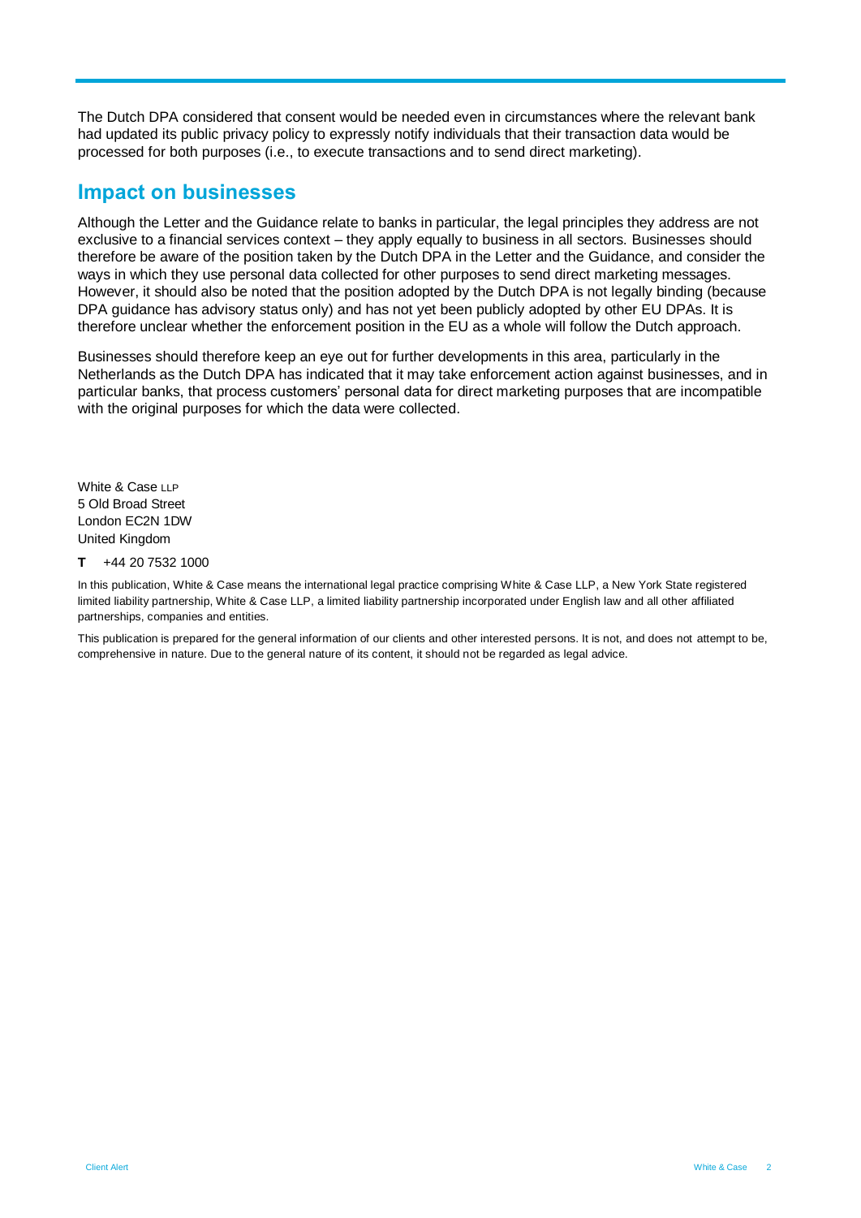The Dutch DPA considered that consent would be needed even in circumstances where the relevant bank had updated its public privacy policy to expressly notify individuals that their transaction data would be processed for both purposes (i.e., to execute transactions and to send direct marketing).

## Impact on businesses

Although the Letter and the Guidance relate to banks in particular, the legal principles they address are not exclusive to a financial services context – they apply equally to business in all sectors. Businesses should therefore be aware of the position taken by the Dutch DPA in the Letter and the Guidance, and consider the ways in which they use personal data collected for other purposes to send direct marketing messages. However, it should also be noted that the position adopted by the Dutch DPA is not legally binding (because DPA guidance has advisory status only) and has not yet been publicly adopted by other EU DPAs. It is therefore unclear whether the enforcement position in the EU as a whole will follow the Dutch approach.

Businesses should therefore keep an eye out for further developments in this area, particularly in the Netherlands as the Dutch DPA has indicated that it may take enforcement action against businesses, and in particular banks, that process customers' personal data for direct marketing purposes that are incompatible with the original purposes for which the data were collected.

White & Case LLP
5 Old Broad Street
London EC2N 1DW
United Kingdom

**T** +44 20 7532 1000

In this publication, White & Case means the international legal practice comprising White & Case LLP, a New York State registered limited liability partnership, White & Case LLP, a limited liability partnership incorporated under English law and all other affiliated partnerships, companies and entities.

This publication is prepared for the general information of our clients and other interested persons. It is not, and does not attempt to be, comprehensive in nature. Due to the general nature of its content, it should not be regarded as legal advice.